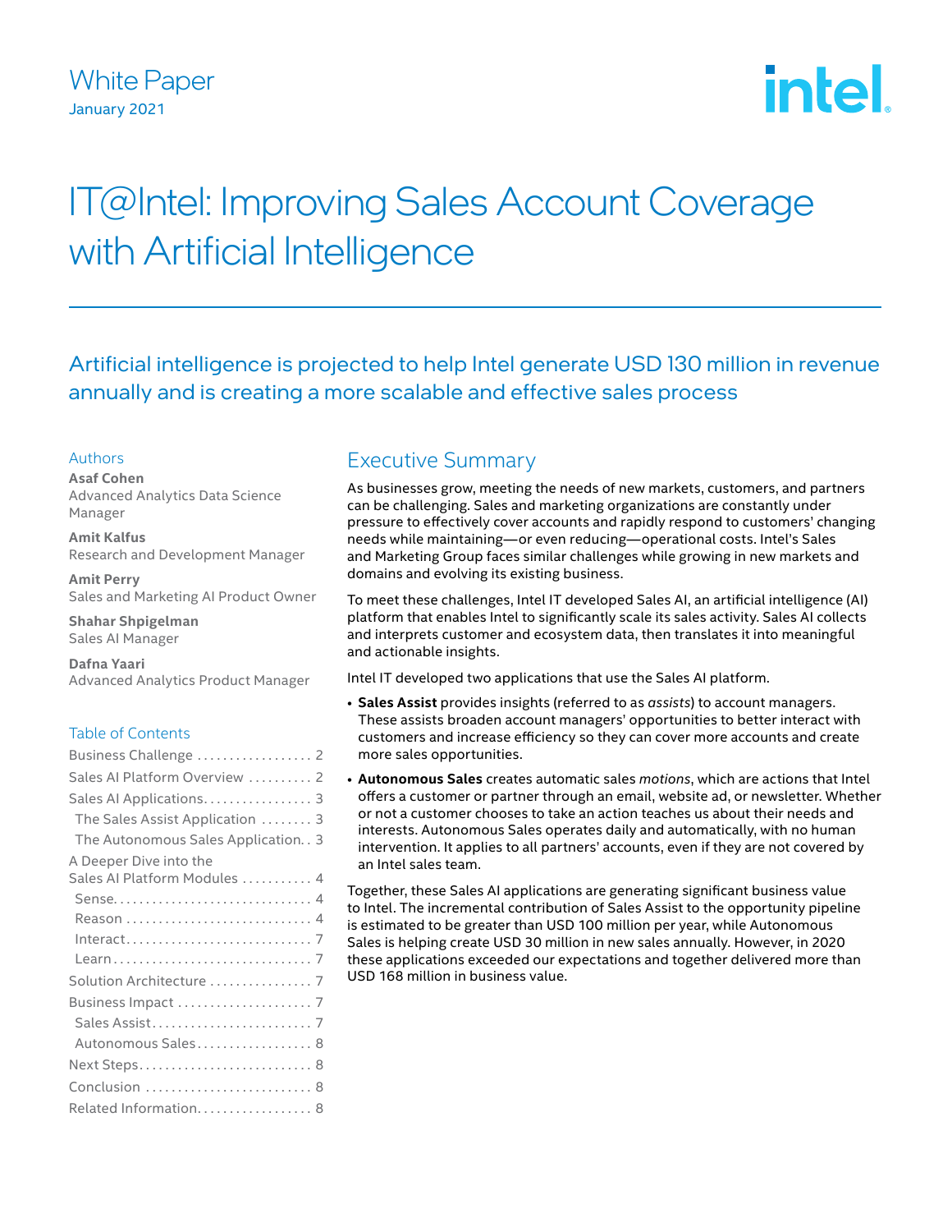White Paper
January 2021

# IT@Intel: Improving Sales Account Coverage with Artificial Intelligence

## Artificial intelligence is projected to help Intel generate USD 130 million in revenue annually and is creating a more scalable and effective sales process

### Authors

**Asaf Cohen**
Advanced Analytics Data Science Manager

**Amit Kalfus**
Research and Development Manager

**Amit Perry**
Sales and Marketing AI Product Owner

**Shahar Shpigelman**
Sales AI Manager

**Dafna Yaari**
Advanced Analytics Product Manager

### Table of Contents

- Business Challenge . . . . . . . . . . 2
- Sales AI Platform Overview . . . . . . . . . . 2
- Sales AI Applications. . . . . . . . . . 3
  - The Sales Assist Application . . . . . . . . 3
  - The Autonomous Sales Application. . 3
- A Deeper Dive into the Sales AI Platform Modules . . . . . . . . . . 4
  - Sense. . . . . . . . . . 4
  - Reason . . . . . . . . . . 4
  - Interact. . . . . . . . . . 7
  - Learn . . . . . . . . . . 7
- Solution Architecture . . . . . . . . . . 7
- Business Impact . . . . . . . . . . 7
  - Sales Assist. . . . . . . . . . 7
  - Autonomous Sales. . . . . . . . . . 8
- Next Steps. . . . . . . . . . 8
- Conclusion . . . . . . . . . . 8
- Related Information. . . . . . . . . . 8

## Executive Summary

As businesses grow, meeting the needs of new markets, customers, and partners can be challenging. Sales and marketing organizations are constantly under pressure to effectively cover accounts and rapidly respond to customers' changing needs while maintaining—or even reducing—operational costs. Intel's Sales and Marketing Group faces similar challenges while growing in new markets and domains and evolving its existing business.

To meet these challenges, Intel IT developed Sales AI, an artificial intelligence (AI) platform that enables Intel to significantly scale its sales activity. Sales AI collects and interprets customer and ecosystem data, then translates it into meaningful and actionable insights.

Intel IT developed two applications that use the Sales AI platform.

- **Sales Assist** provides insights (referred to as *assists*) to account managers. These assists broaden account managers' opportunities to better interact with customers and increase efficiency so they can cover more accounts and create more sales opportunities.
- **Autonomous Sales** creates automatic sales *motions*, which are actions that Intel offers a customer or partner through an email, website ad, or newsletter. Whether or not a customer chooses to take an action teaches us about their needs and interests. Autonomous Sales operates daily and automatically, with no human intervention. It applies to all partners' accounts, even if they are not covered by an Intel sales team.

Together, these Sales AI applications are generating significant business value to Intel. The incremental contribution of Sales Assist to the opportunity pipeline is estimated to be greater than USD 100 million per year, while Autonomous Sales is helping create USD 30 million in new sales annually. However, in 2020 these applications exceeded our expectations and together delivered more than USD 168 million in business value.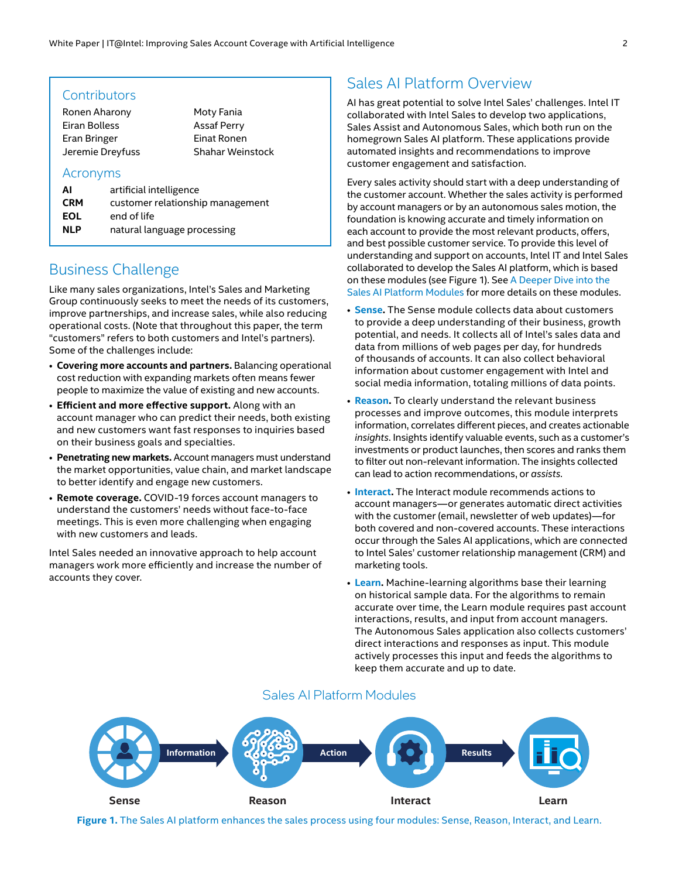## Contributors

Ronen Aharony
Eiran Bolless
Eran Bringer
Jeremie Dreyfuss
Moty Fania
Assaf Perry
Einat Ronen
Shahar Weinstock

## Acronyms

| | |
|---|---|
| **AI** | artificial intelligence |
| **CRM** | customer relationship management |
| **EOL** | end of life |
| **NLP** | natural language processing |

## Business Challenge

Like many sales organizations, Intel's Sales and Marketing Group continuously seeks to meet the needs of its customers, improve partnerships, and increase sales, while also reducing operational costs. (Note that throughout this paper, the term "customers" refers to both customers and Intel's partners). Some of the challenges include:

- **Covering more accounts and partners.** Balancing operational cost reduction with expanding markets often means fewer people to maximize the value of existing and new accounts.
- **Efficient and more effective support.** Along with an account manager who can predict their needs, both existing and new customers want fast responses to inquiries based on their business goals and specialties.
- **Penetrating new markets.** Account managers must understand the market opportunities, value chain, and market landscape to better identify and engage new customers.
- **Remote coverage.** COVID-19 forces account managers to understand the customers' needs without face-to-face meetings. This is even more challenging when engaging with new customers and leads.

Intel Sales needed an innovative approach to help account managers work more efficiently and increase the number of accounts they cover.

## Sales AI Platform Overview

AI has great potential to solve Intel Sales' challenges. Intel IT collaborated with Intel Sales to develop two applications, Sales Assist and Autonomous Sales, which both run on the homegrown Sales AI platform. These applications provide automated insights and recommendations to improve customer engagement and satisfaction.

Every sales activity should start with a deep understanding of the customer account. Whether the sales activity is performed by account managers or by an autonomous sales motion, the foundation is knowing accurate and timely information on each account to provide the most relevant products, offers, and best possible customer service. To provide this level of understanding and support on accounts, Intel IT and Intel Sales collaborated to develop the Sales AI platform, which is based on these modules (see Figure 1). See A Deeper Dive into the Sales AI Platform Modules for more details on these modules.

- **Sense.** The Sense module collects data about customers to provide a deep understanding of their business, growth potential, and needs. It collects all of Intel's sales data and data from millions of web pages per day, for hundreds of thousands of accounts. It can also collect behavioral information about customer engagement with Intel and social media information, totaling millions of data points.
- **Reason.** To clearly understand the relevant business processes and improve outcomes, this module interprets information, correlates different pieces, and creates actionable *insights*. Insights identify valuable events, such as a customer's investments or product launches, then scores and ranks them to filter out non-relevant information. The insights collected can lead to action recommendations, or *assists*.
- **Interact.** The Interact module recommends actions to account managers—or generates automatic direct activities with the customer (email, newsletter of web updates)—for both covered and non-covered accounts. These interactions occur through the Sales AI applications, which are connected to Intel Sales' customer relationship management (CRM) and marketing tools.
- **Learn.** Machine-learning algorithms base their learning on historical sample data. For the algorithms to remain accurate over time, the Learn module requires past account interactions, results, and input from account managers. The Autonomous Sales application also collects customers' direct interactions and responses as input. This module actively processes this input and feeds the algorithms to keep them accurate and up to date.

### Sales AI Platform Modules

Sense → Information → Reason → Action → Interact → Results → Learn

**Figure 1.** The Sales AI platform enhances the sales process using four modules: Sense, Reason, Interact, and Learn.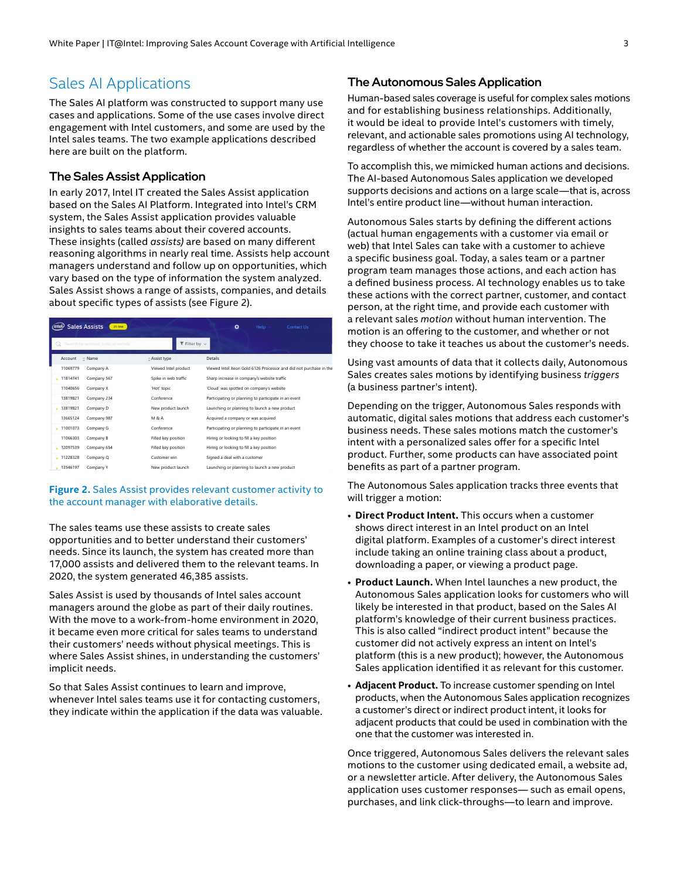# Sales AI Applications

The Sales AI platform was constructed to support many use cases and applications. Some of the use cases involve direct engagement with Intel customers, and some are used by the Intel sales teams. The two example applications described here are built on the platform.

## The Sales Assist Application

In early 2017, Intel IT created the Sales Assist application based on the Sales AI Platform. Integrated into Intel's CRM system, the Sales Assist application provides valuable insights to sales teams about their covered accounts. These insights (called *assists)* are based on many different reasoning algorithms in nearly real time. Assists help account managers understand and follow up on opportunities, which vary based on the type of information the system analyzed. Sales Assist shows a range of assists, companies, and details about specific types of assists (see Figure 2).

| Account | Name | Assist type | Details |
|---|---|---|---|
| 11069779 | Company A | Viewed Intel product | Viewed Intel Xeon Gold 6126 Processor and did not purchase in the |
| 11814741 | Company 567 | Spike in web traffic | Sharp increase in company's website traffic |
| 11040656 | Company X | 'Hot' topic | 'Cloud' was spotted on company's website |
| 13819821 | Company 234 | Conference | Participating or planning to participate in an event |
| 13819821 | Company D | New product launch | Launching or planning to launch a new product |
| 13665124 | Company 987 | M & A | Acquired a company or was acquired |
| 11001073 | Company G | Conference | Participating or planning to participate in an event |
| 11066303 | Company B | Filled key position | Hiring or looking to fill a key position |
| 12097539 | Company 654 | Filled key position | Hiring or looking to fill a key position |
| 11228328 | Company Q | Customer win | Signed a deal with a customer |
| 13546197 | Company Y | New product launch | Launching or planning to launch a new product |

**Figure 2.** Sales Assist provides relevant customer activity to the account manager with elaborative details.

The sales teams use these assists to create sales opportunities and to better understand their customers' needs. Since its launch, the system has created more than 17,000 assists and delivered them to the relevant teams. In 2020, the system generated 46,385 assists.

Sales Assist is used by thousands of Intel sales account managers around the globe as part of their daily routines. With the move to a work-from-home environment in 2020, it became even more critical for sales teams to understand their customers' needs without physical meetings. This is where Sales Assist shines, in understanding the customers' implicit needs.

So that Sales Assist continues to learn and improve, whenever Intel sales teams use it for contacting customers, they indicate within the application if the data was valuable.

## The Autonomous Sales Application

Human-based sales coverage is useful for complex sales motions and for establishing business relationships. Additionally, it would be ideal to provide Intel's customers with timely, relevant, and actionable sales promotions using AI technology, regardless of whether the account is covered by a sales team.

To accomplish this, we mimicked human actions and decisions. The AI-based Autonomous Sales application we developed supports decisions and actions on a large scale—that is, across Intel's entire product line—without human interaction.

Autonomous Sales starts by defining the different actions (actual human engagements with a customer via email or web) that Intel Sales can take with a customer to achieve a specific business goal. Today, a sales team or a partner program team manages those actions, and each action has a defined business process. AI technology enables us to take these actions with the correct partner, customer, and contact person, at the right time, and provide each customer with a relevant sales *motion* without human intervention. The motion is an offering to the customer, and whether or not they choose to take it teaches us about the customer's needs.

Using vast amounts of data that it collects daily, Autonomous Sales creates sales motions by identifying business *triggers* (a business partner's intent).

Depending on the trigger, Autonomous Sales responds with automatic, digital sales motions that address each customer's business needs. These sales motions match the customer's intent with a personalized sales offer for a specific Intel product. Further, some products can have associated point benefits as part of a partner program.

The Autonomous Sales application tracks three events that will trigger a motion:

- **Direct Product Intent.** This occurs when a customer shows direct interest in an Intel product on an Intel digital platform. Examples of a customer's direct interest include taking an online training class about a product, downloading a paper, or viewing a product page.
- **Product Launch.** When Intel launches a new product, the Autonomous Sales application looks for customers who will likely be interested in that product, based on the Sales AI platform's knowledge of their current business practices. This is also called "indirect product intent" because the customer did not actively express an intent on Intel's platform (this is a new product); however, the Autonomous Sales application identified it as relevant for this customer.
- **Adjacent Product.** To increase customer spending on Intel products, when the Autonomous Sales application recognizes a customer's direct or indirect product intent, it looks for adjacent products that could be used in combination with the one that the customer was interested in.

Once triggered, Autonomous Sales delivers the relevant sales motions to the customer using dedicated email, a website ad, or a newsletter article. After delivery, the Autonomous Sales application uses customer responses— such as email opens, purchases, and link click-throughs—to learn and improve.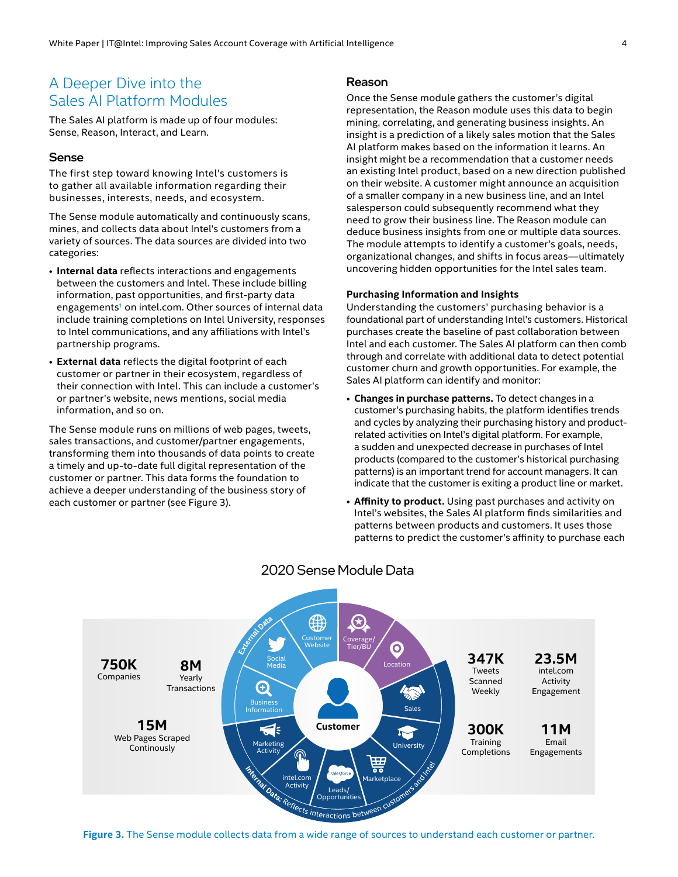## A Deeper Dive into the Sales AI Platform Modules

The Sales AI platform is made up of four modules: Sense, Reason, Interact, and Learn.

### Sense

The first step toward knowing Intel's customers is to gather all available information regarding their businesses, interests, needs, and ecosystem.

The Sense module automatically and continuously scans, mines, and collects data about Intel's customers from a variety of sources. The data sources are divided into two categories:

- **Internal data** reflects interactions and engagements between the customers and Intel. These include billing information, past opportunities, and first-party data engagements[1] on intel.com. Other sources of internal data include training completions on Intel University, responses to Intel communications, and any affiliations with Intel's partnership programs.
- **External data** reflects the digital footprint of each customer or partner in their ecosystem, regardless of their connection with Intel. This can include a customer's or partner's website, news mentions, social media information, and so on.

The Sense module runs on millions of web pages, tweets, sales transactions, and customer/partner engagements, transforming them into thousands of data points to create a timely and up-to-date full digital representation of the customer or partner. This data forms the foundation to achieve a deeper understanding of the business story of each customer or partner (see Figure 3).

### Reason

Once the Sense module gathers the customer's digital representation, the Reason module uses this data to begin mining, correlating, and generating business insights. An insight is a prediction of a likely sales motion that the Sales AI platform makes based on the information it learns. An insight might be a recommendation that a customer needs an existing Intel product, based on a new direction published on their website. A customer might announce an acquisition of a smaller company in a new business line, and an Intel salesperson could subsequently recommend what they need to grow their business line. The Reason module can deduce business insights from one or multiple data sources. The module attempts to identify a customer's goals, needs, organizational changes, and shifts in focus areas—ultimately uncovering hidden opportunities for the Intel sales team.

#### Purchasing Information and Insights

Understanding the customers' purchasing behavior is a foundational part of understanding Intel's customers. Historical purchases create the baseline of past collaboration between Intel and each customer. The Sales AI platform can then comb through and correlate with additional data to detect potential customer churn and growth opportunities. For example, the Sales AI platform can identify and monitor:

- **Changes in purchase patterns.** To detect changes in a customer's purchasing habits, the platform identifies trends and cycles by analyzing their purchasing history and product-related activities on Intel's digital platform. For example, a sudden and unexpected decrease in purchases of Intel products (compared to the customer's historical purchasing patterns) is an important trend for account managers. It can indicate that the customer is exiting a product line or market.
- **Affinity to product.** Using past purchases and activity on Intel's websites, the Sales AI platform finds similarities and patterns between products and customers. It uses those patterns to predict the customer's affinity to purchase each

**Figure 3.** The Sense module collects data from a wide range of sources to understand each customer or partner.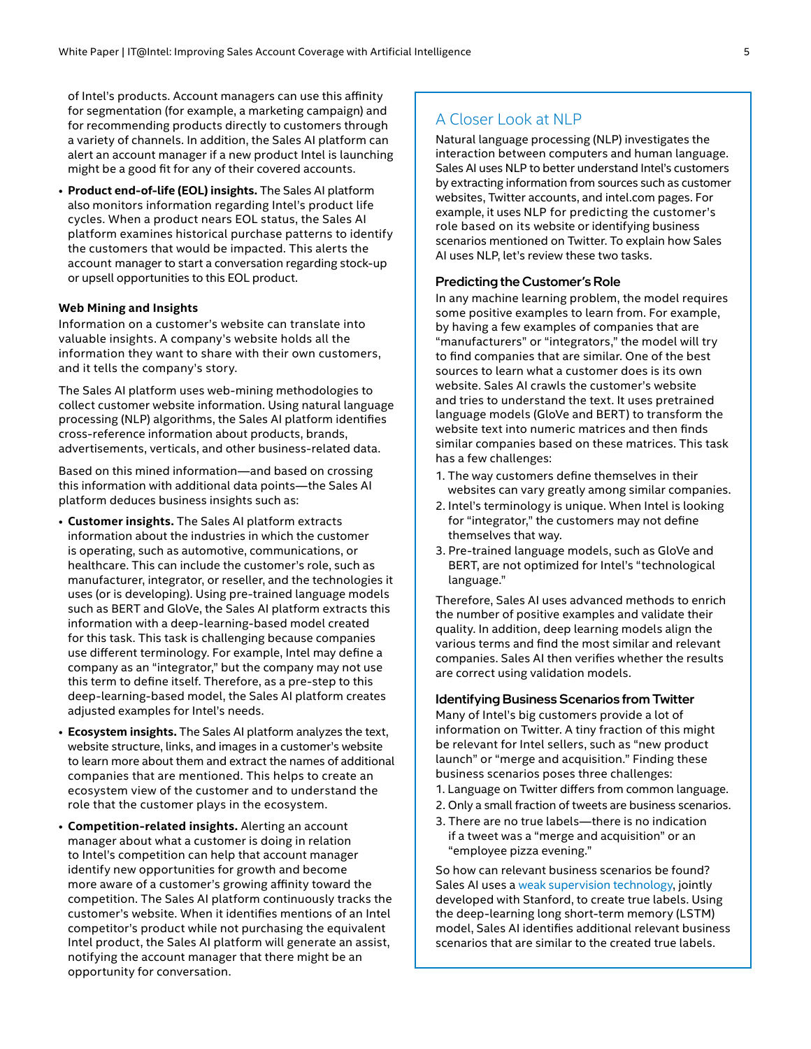of Intel's products. Account managers can use this affinity for segmentation (for example, a marketing campaign) and for recommending products directly to customers through a variety of channels. In addition, the Sales AI platform can alert an account manager if a new product Intel is launching might be a good fit for any of their covered accounts.

- **Product end-of-life (EOL) insights.** The Sales AI platform also monitors information regarding Intel's product life cycles. When a product nears EOL status, the Sales AI platform examines historical purchase patterns to identify the customers that would be impacted. This alerts the account manager to start a conversation regarding stock-up or upsell opportunities to this EOL product.

#### Web Mining and Insights

Information on a customer's website can translate into valuable insights. A company's website holds all the information they want to share with their own customers, and it tells the company's story.

The Sales AI platform uses web-mining methodologies to collect customer website information. Using natural language processing (NLP) algorithms, the Sales AI platform identifies cross-reference information about products, brands, advertisements, verticals, and other business-related data.

Based on this mined information—and based on crossing this information with additional data points—the Sales AI platform deduces business insights such as:

- **Customer insights.** The Sales AI platform extracts information about the industries in which the customer is operating, such as automotive, communications, or healthcare. This can include the customer's role, such as manufacturer, integrator, or reseller, and the technologies it uses (or is developing). Using pre-trained language models such as BERT and GloVe, the Sales AI platform extracts this information with a deep-learning-based model created for this task. This task is challenging because companies use different terminology. For example, Intel may define a company as an "integrator," but the company may not use this term to define itself. Therefore, as a pre-step to this deep-learning-based model, the Sales AI platform creates adjusted examples for Intel's needs.
- **Ecosystem insights.** The Sales AI platform analyzes the text, website structure, links, and images in a customer's website to learn more about them and extract the names of additional companies that are mentioned. This helps to create an ecosystem view of the customer and to understand the role that the customer plays in the ecosystem.
- **Competition-related insights.** Alerting an account manager about what a customer is doing in relation to Intel's competition can help that account manager identify new opportunities for growth and become more aware of a customer's growing affinity toward the competition. The Sales AI platform continuously tracks the customer's website. When it identifies mentions of an Intel competitor's product while not purchasing the equivalent Intel product, the Sales AI platform will generate an assist, notifying the account manager that there might be an opportunity for conversation.

## A Closer Look at NLP

Natural language processing (NLP) investigates the interaction between computers and human language. Sales AI uses NLP to better understand Intel's customers by extracting information from sources such as customer websites, Twitter accounts, and intel.com pages. For example, it uses NLP for predicting the customer's role based on its website or identifying business scenarios mentioned on Twitter. To explain how Sales AI uses NLP, let's review these two tasks.

#### Predicting the Customer's Role

In any machine learning problem, the model requires some positive examples to learn from. For example, by having a few examples of companies that are "manufacturers" or "integrators," the model will try to find companies that are similar. One of the best sources to learn what a customer does is its own website. Sales AI crawls the customer's website and tries to understand the text. It uses pretrained language models (GloVe and BERT) to transform the website text into numeric matrices and then finds similar companies based on these matrices. This task has a few challenges:

1. The way customers define themselves in their websites can vary greatly among similar companies.
2. Intel's terminology is unique. When Intel is looking for "integrator," the customers may not define themselves that way.
3. Pre-trained language models, such as GloVe and BERT, are not optimized for Intel's "technological language."

Therefore, Sales AI uses advanced methods to enrich the number of positive examples and validate their quality. In addition, deep learning models align the various terms and find the most similar and relevant companies. Sales AI then verifies whether the results are correct using validation models.

#### Identifying Business Scenarios from Twitter

Many of Intel's big customers provide a lot of information on Twitter. A tiny fraction of this might be relevant for Intel sellers, such as "new product launch" or "merge and acquisition." Finding these business scenarios poses three challenges:

1. Language on Twitter differs from common language.
2. Only a small fraction of tweets are business scenarios.
3. There are no true labels—there is no indication if a tweet was a "merge and acquisition" or an "employee pizza evening."

So how can relevant business scenarios be found? Sales AI uses a weak supervision technology, jointly developed with Stanford, to create true labels. Using the deep-learning long short-term memory (LSTM) model, Sales AI identifies additional relevant business scenarios that are similar to the created true labels.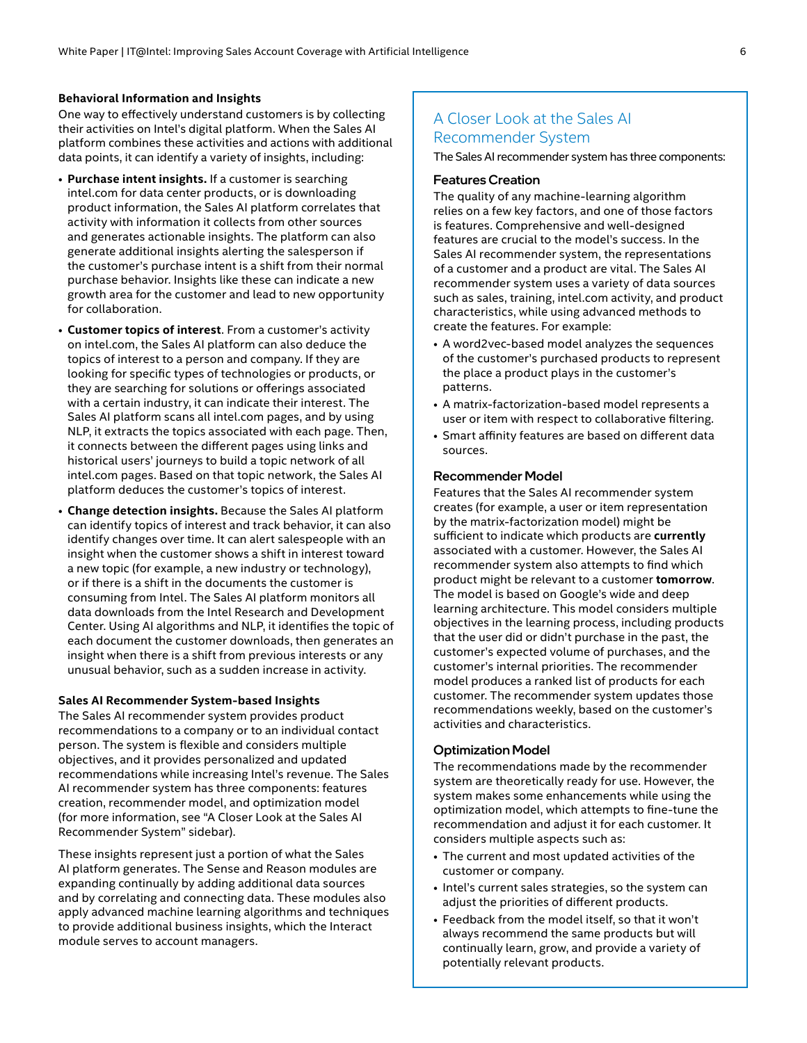### Behavioral Information and Insights

One way to effectively understand customers is by collecting their activities on Intel's digital platform. When the Sales AI platform combines these activities and actions with additional data points, it can identify a variety of insights, including:

- **Purchase intent insights.** If a customer is searching intel.com for data center products, or is downloading product information, the Sales AI platform correlates that activity with information it collects from other sources and generates actionable insights. The platform can also generate additional insights alerting the salesperson if the customer's purchase intent is a shift from their normal purchase behavior. Insights like these can indicate a new growth area for the customer and lead to new opportunity for collaboration.
- **Customer topics of interest**. From a customer's activity on intel.com, the Sales AI platform can also deduce the topics of interest to a person and company. If they are looking for specific types of technologies or products, or they are searching for solutions or offerings associated with a certain industry, it can indicate their interest. The Sales AI platform scans all intel.com pages, and by using NLP, it extracts the topics associated with each page. Then, it connects between the different pages using links and historical users' journeys to build a topic network of all intel.com pages. Based on that topic network, the Sales AI platform deduces the customer's topics of interest.
- **Change detection insights.** Because the Sales AI platform can identify topics of interest and track behavior, it can also identify changes over time. It can alert salespeople with an insight when the customer shows a shift in interest toward a new topic (for example, a new industry or technology), or if there is a shift in the documents the customer is consuming from Intel. The Sales AI platform monitors all data downloads from the Intel Research and Development Center. Using AI algorithms and NLP, it identifies the topic of each document the customer downloads, then generates an insight when there is a shift from previous interests or any unusual behavior, such as a sudden increase in activity.

### Sales AI Recommender System-based Insights

The Sales AI recommender system provides product recommendations to a company or to an individual contact person. The system is flexible and considers multiple objectives, and it provides personalized and updated recommendations while increasing Intel's revenue. The Sales AI recommender system has three components: features creation, recommender model, and optimization model (for more information, see "A Closer Look at the Sales AI Recommender System" sidebar).

These insights represent just a portion of what the Sales AI platform generates. The Sense and Reason modules are expanding continually by adding additional data sources and by correlating and connecting data. These modules also apply advanced machine learning algorithms and techniques to provide additional business insights, which the Interact module serves to account managers.

## A Closer Look at the Sales AI Recommender System

The Sales AI recommender system has three components:

### Features Creation

The quality of any machine-learning algorithm relies on a few key factors, and one of those factors is features. Comprehensive and well-designed features are crucial to the model's success. In the Sales AI recommender system, the representations of a customer and a product are vital. The Sales AI recommender system uses a variety of data sources such as sales, training, intel.com activity, and product characteristics, while using advanced methods to create the features. For example:

- A word2vec-based model analyzes the sequences of the customer's purchased products to represent the place a product plays in the customer's patterns.
- A matrix-factorization-based model represents a user or item with respect to collaborative filtering.
- Smart affinity features are based on different data sources.

### Recommender Model

Features that the Sales AI recommender system creates (for example, a user or item representation by the matrix-factorization model) might be sufficient to indicate which products are **currently** associated with a customer. However, the Sales AI recommender system also attempts to find which product might be relevant to a customer **tomorrow**. The model is based on Google's wide and deep learning architecture. This model considers multiple objectives in the learning process, including products that the user did or didn't purchase in the past, the customer's expected volume of purchases, and the customer's internal priorities. The recommender model produces a ranked list of products for each customer. The recommender system updates those recommendations weekly, based on the customer's activities and characteristics.

### Optimization Model

The recommendations made by the recommender system are theoretically ready for use. However, the system makes some enhancements while using the optimization model, which attempts to fine-tune the recommendation and adjust it for each customer. It considers multiple aspects such as:

- The current and most updated activities of the customer or company.
- Intel's current sales strategies, so the system can adjust the priorities of different products.
- Feedback from the model itself, so that it won't always recommend the same products but will continually learn, grow, and provide a variety of potentially relevant products.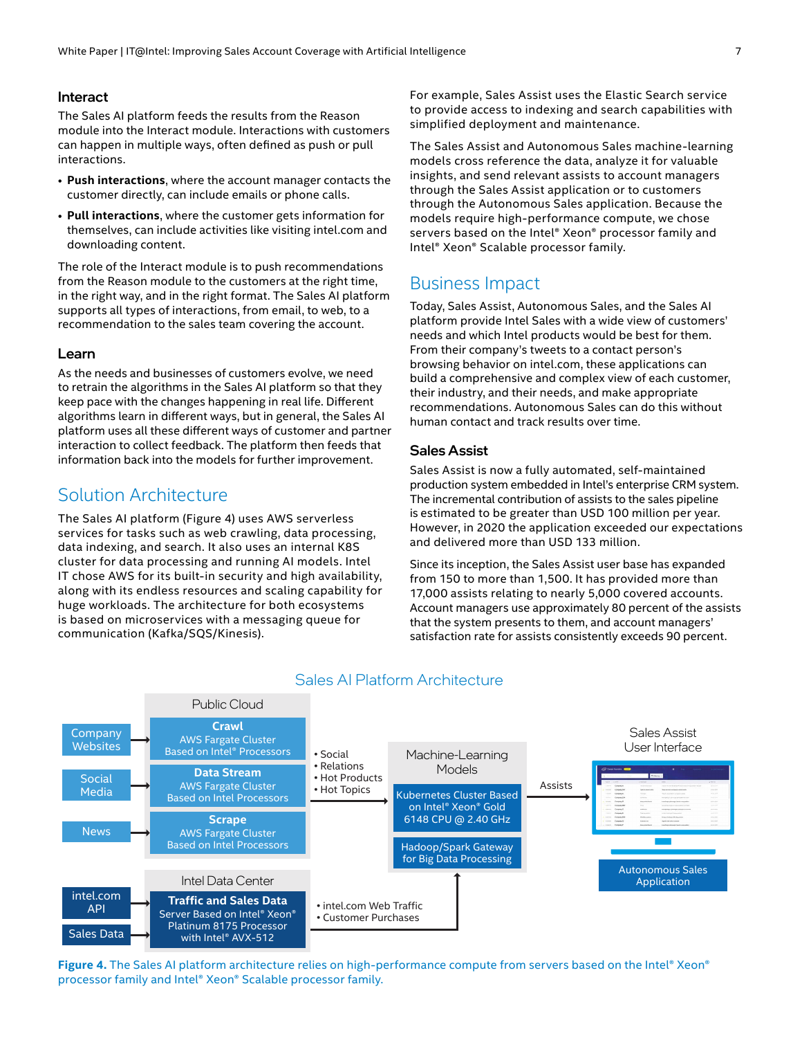### Interact

The Sales AI platform feeds the results from the Reason module into the Interact module. Interactions with customers can happen in multiple ways, often defined as push or pull interactions.

- **Push interactions**, where the account manager contacts the customer directly, can include emails or phone calls.
- **Pull interactions**, where the customer gets information for themselves, can include activities like visiting intel.com and downloading content.

The role of the Interact module is to push recommendations from the Reason module to the customers at the right time, in the right way, and in the right format. The Sales AI platform supports all types of interactions, from email, to web, to a recommendation to the sales team covering the account.

### Learn

As the needs and businesses of customers evolve, we need to retrain the algorithms in the Sales AI platform so that they keep pace with the changes happening in real life. Different algorithms learn in different ways, but in general, the Sales AI platform uses all these different ways of customer and partner interaction to collect feedback. The platform then feeds that information back into the models for further improvement.

## Solution Architecture

The Sales AI platform (Figure 4) uses AWS serverless services for tasks such as web crawling, data processing, data indexing, and search. It also uses an internal K8S cluster for data processing and running AI models. Intel IT chose AWS for its built-in security and high availability, along with its endless resources and scaling capability for huge workloads. The architecture for both ecosystems is based on microservices with a messaging queue for communication (Kafka/SQS/Kinesis).

For example, Sales Assist uses the Elastic Search service to provide access to indexing and search capabilities with simplified deployment and maintenance.

The Sales Assist and Autonomous Sales machine-learning models cross reference the data, analyze it for valuable insights, and send relevant assists to account managers through the Sales Assist application or to customers through the Autonomous Sales application. Because the models require high-performance compute, we chose servers based on the Intel® Xeon® processor family and Intel® Xeon® Scalable processor family.

## Business Impact

Today, Sales Assist, Autonomous Sales, and the Sales AI platform provide Intel Sales with a wide view of customers' needs and which Intel products would be best for them. From their company's tweets to a contact person's browsing behavior on intel.com, these applications can build a comprehensive and complex view of each customer, their industry, and their needs, and make appropriate recommendations. Autonomous Sales can do this without human contact and track results over time.

### Sales Assist

Sales Assist is now a fully automated, self-maintained production system embedded in Intel's enterprise CRM system. The incremental contribution of assists to the sales pipeline is estimated to be greater than USD 100 million per year. However, in 2020 the application exceeded our expectations and delivered more than USD 133 million.

Since its inception, the Sales Assist user base has expanded from 150 to more than 1,500. It has provided more than 17,000 assists relating to nearly 5,000 covered accounts. Account managers use approximately 80 percent of the assists that the system presents to them, and account managers' satisfaction rate for assists consistently exceeds 90 percent.

Sales AI Platform Architecture

Public Cloud

- Company Websites → **Crawl** AWS Fargate Cluster Based on Intel® Processors
- Social Media → **Data Stream** AWS Fargate Cluster Based on Intel Processors
- News → **Scrape** AWS Fargate Cluster Based on Intel Processors

• Social
• Relations
• Hot Products
• Hot Topics

Machine-Learning Models

- Kubernetes Cluster Based on Intel® Xeon® Gold 6148 CPU @ 2.40 GHz
- Hadoop/Spark Gateway for Big Data Processing

Assists

Sales Assist User Interface

Autonomous Sales Application

Intel Data Center

- intel.com API, Sales Data → **Traffic and Sales Data** Server Based on Intel® Xeon® Platinum 8175 Processor with Intel® AVX-512

• intel.com Web Traffic
• Customer Purchases

**Figure 4.** The Sales AI platform architecture relies on high-performance compute from servers based on the Intel® Xeon® processor family and Intel® Xeon® Scalable processor family.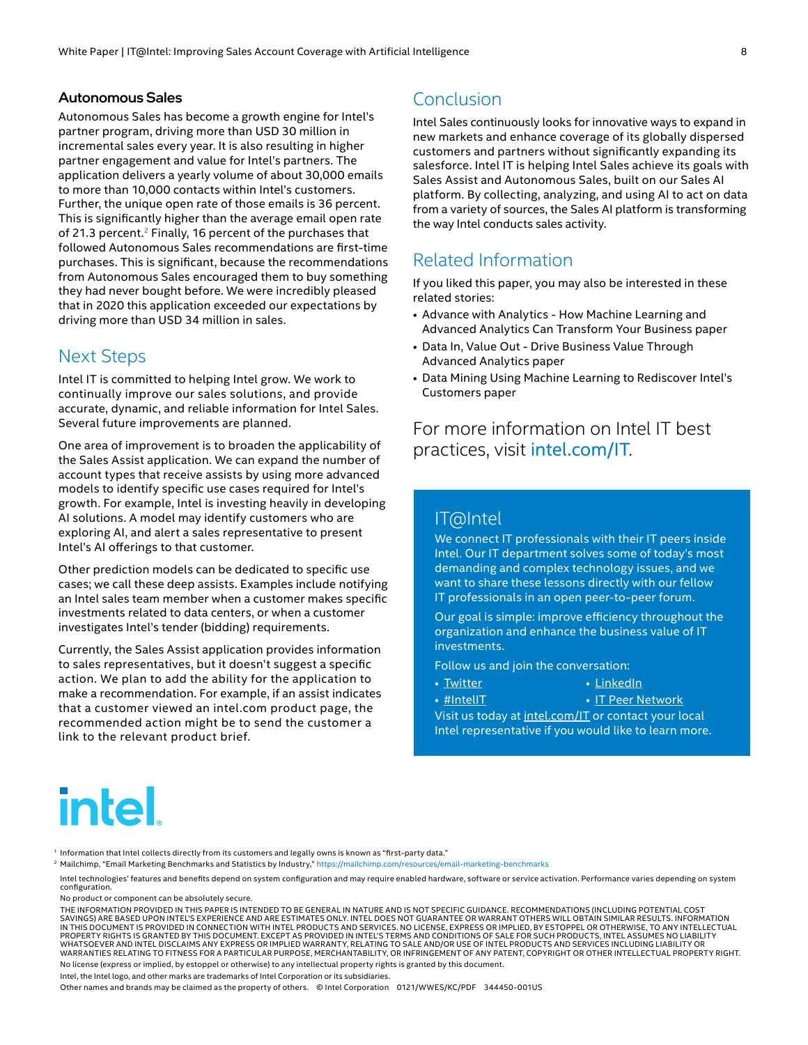### Autonomous Sales

Autonomous Sales has become a growth engine for Intel's partner program, driving more than USD 30 million in incremental sales every year. It is also resulting in higher partner engagement and value for Intel's partners. The application delivers a yearly volume of about 30,000 emails to more than 10,000 contacts within Intel's customers. Further, the unique open rate of those emails is 36 percent. This is significantly higher than the average email open rate of 21.3 percent.[2] Finally, 16 percent of the purchases that followed Autonomous Sales recommendations are first-time purchases. This is significant, because the recommendations from Autonomous Sales encouraged them to buy something they had never bought before. We were incredibly pleased that in 2020 this application exceeded our expectations by driving more than USD 34 million in sales.

## Next Steps

Intel IT is committed to helping Intel grow. We work to continually improve our sales solutions, and provide accurate, dynamic, and reliable information for Intel Sales. Several future improvements are planned.

One area of improvement is to broaden the applicability of the Sales Assist application. We can expand the number of account types that receive assists by using more advanced models to identify specific use cases required for Intel's growth. For example, Intel is investing heavily in developing AI solutions. A model may identify customers who are exploring AI, and alert a sales representative to present Intel's AI offerings to that customer.

Other prediction models can be dedicated to specific use cases; we call these deep assists. Examples include notifying an Intel sales team member when a customer makes specific investments related to data centers, or when a customer investigates Intel's tender (bidding) requirements.

Currently, the Sales Assist application provides information to sales representatives, but it doesn't suggest a specific action. We plan to add the ability for the application to make a recommendation. For example, if an assist indicates that a customer viewed an intel.com product page, the recommended action might be to send the customer a link to the relevant product brief.

## Conclusion

Intel Sales continuously looks for innovative ways to expand in new markets and enhance coverage of its globally dispersed customers and partners without significantly expanding its salesforce. Intel IT is helping Intel Sales achieve its goals with Sales Assist and Autonomous Sales, built on our Sales AI platform. By collecting, analyzing, and using AI to act on data from a variety of sources, the Sales AI platform is transforming the way Intel conducts sales activity.

## Related Information

If you liked this paper, you may also be interested in these related stories:

- Advance with Analytics - How Machine Learning and Advanced Analytics Can Transform Your Business paper
- Data In, Value Out - Drive Business Value Through Advanced Analytics paper
- Data Mining Using Machine Learning to Rediscover Intel's Customers paper

For more information on Intel IT best practices, visit intel.com/IT.

## IT@Intel

We connect IT professionals with their IT peers inside Intel. Our IT department solves some of today's most demanding and complex technology issues, and we want to share these lessons directly with our fellow IT professionals in an open peer-to-peer forum.

Our goal is simple: improve efficiency throughout the organization and enhance the business value of IT investments.

Follow us and join the conversation:

- Twitter
- LinkedIn
- #IntelIT
- IT Peer Network

Visit us today at intel.com/IT or contact your local Intel representative if you would like to learn more.

intel.

[1] Information that Intel collects directly from its customers and legally owns is known as "first-party data."

[2] Mailchimp, "Email Marketing Benchmarks and Statistics by Industry," https://mailchimp.com/resources/email-marketing-benchmarks

Intel technologies' features and benefits depend on system configuration and may require enabled hardware, software or service activation. Performance varies depending on system configuration.

No product or component can be absolutely secure.

THE INFORMATION PROVIDED IN THIS PAPER IS INTENDED TO BE GENERAL IN NATURE AND IS NOT SPECIFIC GUIDANCE. RECOMMENDATIONS (INCLUDING POTENTIAL COST SAVINGS) ARE BASED UPON INTEL'S EXPERIENCE AND ARE ESTIMATES ONLY. INTEL DOES NOT GUARANTEE OR WARRANT OTHERS WILL OBTAIN SIMILAR RESULTS. INFORMATION IN THIS DOCUMENT IS PROVIDED IN CONNECTION WITH INTEL PRODUCTS AND SERVICES. NO LICENSE, EXPRESS OR IMPLIED, BY ESTOPPEL OR OTHERWISE, TO ANY INTELLECTUAL PROPERTY RIGHTS IS GRANTED BY THIS DOCUMENT. EXCEPT AS PROVIDED IN INTEL'S TERMS AND CONDITIONS OF SALE FOR SUCH PRODUCTS, INTEL ASSUMES NO LIABILITY WHATSOEVER AND INTEL DISCLAIMS ANY EXPRESS OR IMPLIED WARRANTY, RELATING TO SALE AND/OR USE OF INTEL PRODUCTS AND SERVICES INCLUDING LIABILITY OR WARRANTIES RELATING TO FITNESS FOR A PARTICULAR PURPOSE, MERCHANTABILITY, OR INFRINGEMENT OF ANY PATENT, COPYRIGHT OR OTHER INTELLECTUAL PROPERTY RIGHT.

No license (express or implied, by estoppel or otherwise) to any intellectual property rights is granted by this document.

Intel, the Intel logo, and other marks are trademarks of Intel Corporation or its subsidiaries.

Other names and brands may be claimed as the property of others. © Intel Corporation 0121/WWES/KC/PDF 344450-001US